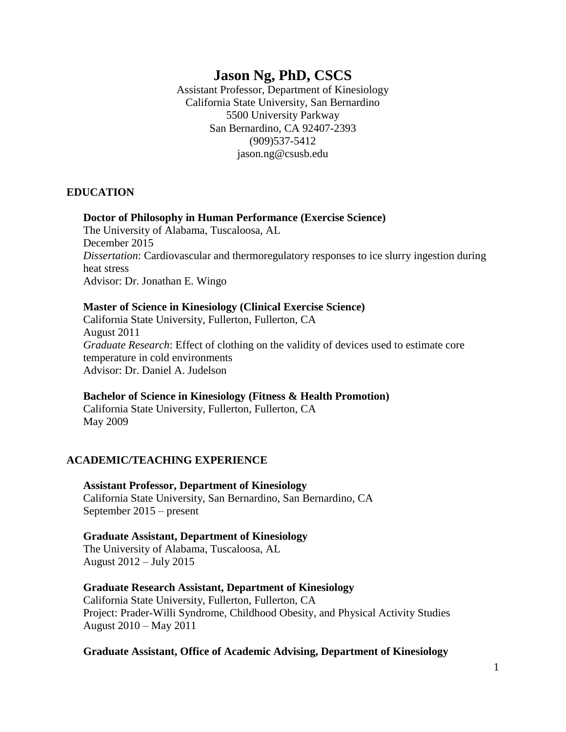# Jason Ng, PhD, CSCS

Assistant Professor, Department of Kinesiology
California State University, San Bernardino
5500 University Parkway
San Bernardino, CA 92407-2393
(909)537-5412
jason.ng@csusb.edu

## EDUCATION

**Doctor of Philosophy in Human Performance (Exercise Science)**
The University of Alabama, Tuscaloosa, AL
December 2015
*Dissertation*: Cardiovascular and thermoregulatory responses to ice slurry ingestion during heat stress
Advisor: Dr. Jonathan E. Wingo

**Master of Science in Kinesiology (Clinical Exercise Science)**
California State University, Fullerton, Fullerton, CA
August 2011
*Graduate Research*: Effect of clothing on the validity of devices used to estimate core temperature in cold environments
Advisor: Dr. Daniel A. Judelson

**Bachelor of Science in Kinesiology (Fitness & Health Promotion)**
California State University, Fullerton, Fullerton, CA
May 2009

## ACADEMIC/TEACHING EXPERIENCE

**Assistant Professor, Department of Kinesiology**
California State University, San Bernardino, San Bernardino, CA
September 2015 – present

**Graduate Assistant, Department of Kinesiology**
The University of Alabama, Tuscaloosa, AL
August 2012 – July 2015

**Graduate Research Assistant, Department of Kinesiology**
California State University, Fullerton, Fullerton, CA
Project: Prader-Willi Syndrome, Childhood Obesity, and Physical Activity Studies
August 2010 – May 2011

**Graduate Assistant, Office of Academic Advising, Department of Kinesiology**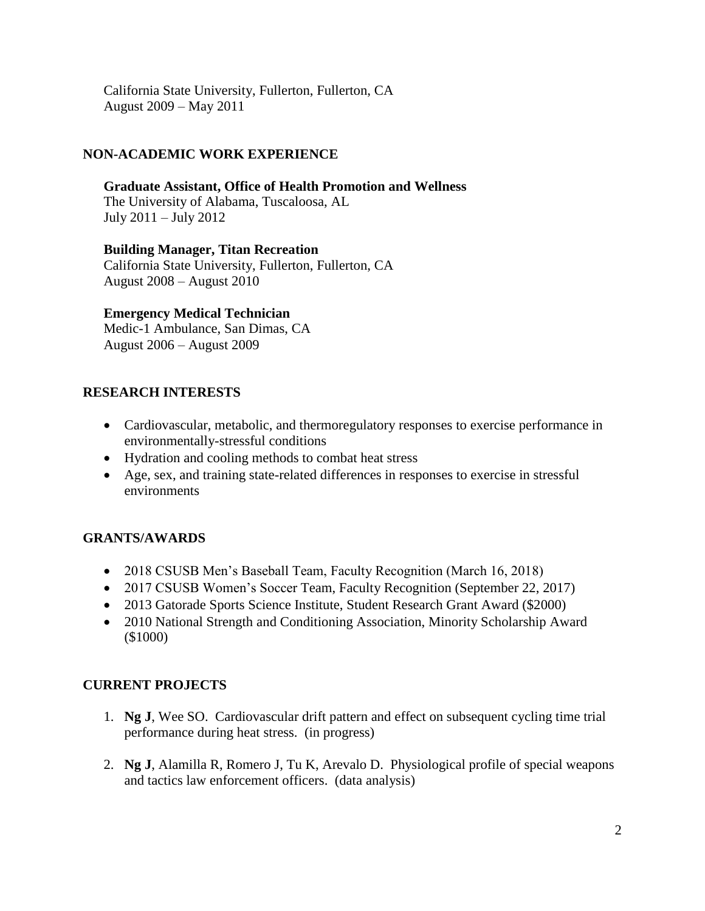California State University, Fullerton, Fullerton, CA
August 2009 – May 2011

## NON-ACADEMIC WORK EXPERIENCE

**Graduate Assistant, Office of Health Promotion and Wellness**
The University of Alabama, Tuscaloosa, AL
July 2011 – July 2012

**Building Manager, Titan Recreation**
California State University, Fullerton, Fullerton, CA
August 2008 – August 2010

**Emergency Medical Technician**
Medic-1 Ambulance, San Dimas, CA
August 2006 – August 2009

## RESEARCH INTERESTS

- Cardiovascular, metabolic, and thermoregulatory responses to exercise performance in environmentally-stressful conditions
- Hydration and cooling methods to combat heat stress
- Age, sex, and training state-related differences in responses to exercise in stressful environments

## GRANTS/AWARDS

- 2018 CSUSB Men's Baseball Team, Faculty Recognition (March 16, 2018)
- 2017 CSUSB Women's Soccer Team, Faculty Recognition (September 22, 2017)
- 2013 Gatorade Sports Science Institute, Student Research Grant Award ($2000)
- 2010 National Strength and Conditioning Association, Minority Scholarship Award ($1000)

## CURRENT PROJECTS

1. **Ng J**, Wee SO. Cardiovascular drift pattern and effect on subsequent cycling time trial performance during heat stress. (in progress)
2. **Ng J**, Alamilla R, Romero J, Tu K, Arevalo D. Physiological profile of special weapons and tactics law enforcement officers. (data analysis)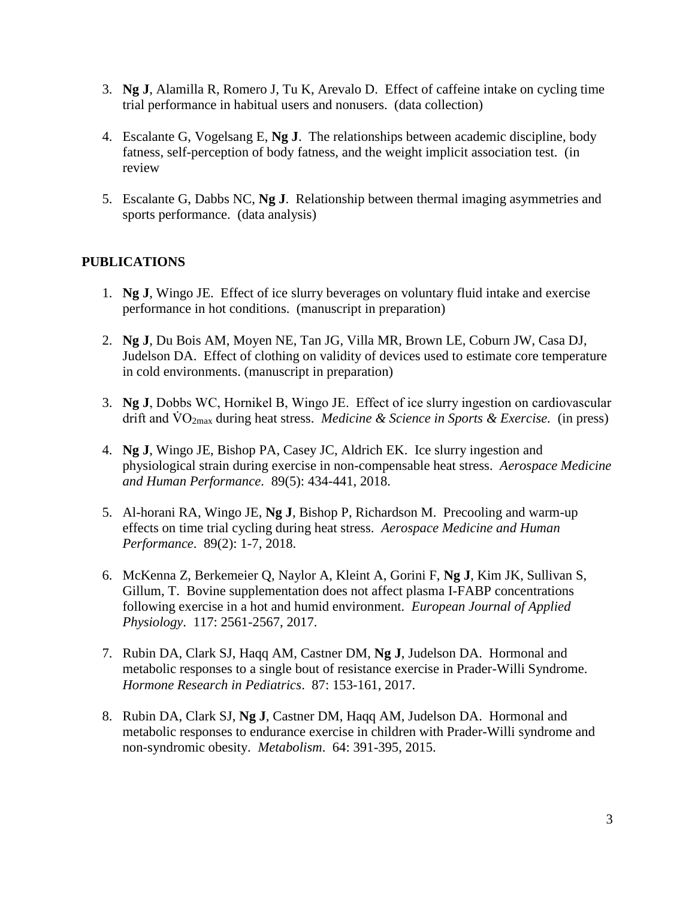3. **Ng J**, Alamilla R, Romero J, Tu K, Arevalo D. Effect of caffeine intake on cycling time trial performance in habitual users and nonusers. (data collection)

4. Escalante G, Vogelsang E, **Ng J**. The relationships between academic discipline, body fatness, self-perception of body fatness, and the weight implicit association test. (in review

5. Escalante G, Dabbs NC, **Ng J**. Relationship between thermal imaging asymmetries and sports performance. (data analysis)

## PUBLICATIONS

1. **Ng J**, Wingo JE. Effect of ice slurry beverages on voluntary fluid intake and exercise performance in hot conditions. (manuscript in preparation)

2. **Ng J**, Du Bois AM, Moyen NE, Tan JG, Villa MR, Brown LE, Coburn JW, Casa DJ, Judelson DA. Effect of clothing on validity of devices used to estimate core temperature in cold environments. (manuscript in preparation)

3. **Ng J**, Dobbs WC, Hornikel B, Wingo JE. Effect of ice slurry ingestion on cardiovascular drift and $\dot{V}O_{2max}$ during heat stress. *Medicine & Science in Sports & Exercise.* (in press)

4. **Ng J**, Wingo JE, Bishop PA, Casey JC, Aldrich EK. Ice slurry ingestion and physiological strain during exercise in non-compensable heat stress. *Aerospace Medicine and Human Performance*. 89(5): 434-441, 2018.

5. Al-horani RA, Wingo JE, **Ng J**, Bishop P, Richardson M. Precooling and warm-up effects on time trial cycling during heat stress. *Aerospace Medicine and Human Performance*. 89(2): 1-7, 2018.

6. McKenna Z, Berkemeier Q, Naylor A, Kleint A, Gorini F, **Ng J**, Kim JK, Sullivan S, Gillum, T. Bovine supplementation does not affect plasma I-FABP concentrations following exercise in a hot and humid environment. *European Journal of Applied Physiology*. 117: 2561-2567, 2017.

7. Rubin DA, Clark SJ, Haqq AM, Castner DM, **Ng J**, Judelson DA. Hormonal and metabolic responses to a single bout of resistance exercise in Prader-Willi Syndrome. *Hormone Research in Pediatrics*. 87: 153-161, 2017.

8. Rubin DA, Clark SJ, **Ng J**, Castner DM, Haqq AM, Judelson DA. Hormonal and metabolic responses to endurance exercise in children with Prader-Willi syndrome and non-syndromic obesity. *Metabolism*. 64: 391-395, 2015.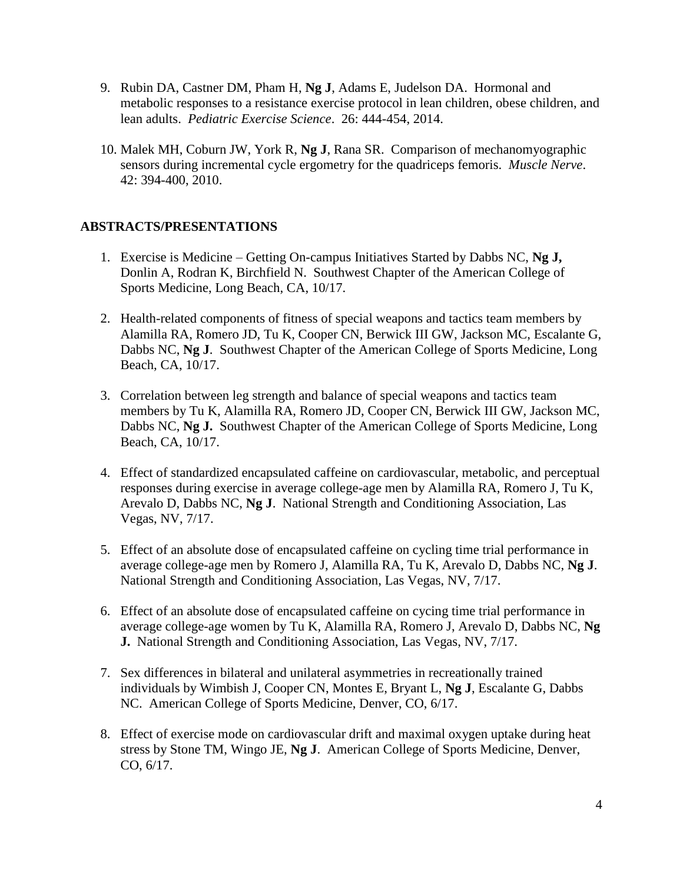9. Rubin DA, Castner DM, Pham H, **Ng J**, Adams E, Judelson DA. Hormonal and metabolic responses to a resistance exercise protocol in lean children, obese children, and lean adults. *Pediatric Exercise Science*. 26: 444-454, 2014.

10. Malek MH, Coburn JW, York R, **Ng J**, Rana SR. Comparison of mechanomyographic sensors during incremental cycle ergometry for the quadriceps femoris. *Muscle Nerve*. 42: 394-400, 2010.

## ABSTRACTS/PRESENTATIONS

1. Exercise is Medicine – Getting On-campus Initiatives Started by Dabbs NC, **Ng J,** Donlin A, Rodran K, Birchfield N. Southwest Chapter of the American College of Sports Medicine, Long Beach, CA, 10/17.

2. Health-related components of fitness of special weapons and tactics team members by Alamilla RA, Romero JD, Tu K, Cooper CN, Berwick III GW, Jackson MC, Escalante G, Dabbs NC, **Ng J**. Southwest Chapter of the American College of Sports Medicine, Long Beach, CA, 10/17.

3. Correlation between leg strength and balance of special weapons and tactics team members by Tu K, Alamilla RA, Romero JD, Cooper CN, Berwick III GW, Jackson MC, Dabbs NC, **Ng J.** Southwest Chapter of the American College of Sports Medicine, Long Beach, CA, 10/17.

4. Effect of standardized encapsulated caffeine on cardiovascular, metabolic, and perceptual responses during exercise in average college-age men by Alamilla RA, Romero J, Tu K, Arevalo D, Dabbs NC, **Ng J**. National Strength and Conditioning Association, Las Vegas, NV, 7/17.

5. Effect of an absolute dose of encapsulated caffeine on cycling time trial performance in average college-age men by Romero J, Alamilla RA, Tu K, Arevalo D, Dabbs NC, **Ng J**. National Strength and Conditioning Association, Las Vegas, NV, 7/17.

6. Effect of an absolute dose of encapsulated caffeine on cycing time trial performance in average college-age women by Tu K, Alamilla RA, Romero J, Arevalo D, Dabbs NC, **Ng J.** National Strength and Conditioning Association, Las Vegas, NV, 7/17.

7. Sex differences in bilateral and unilateral asymmetries in recreationally trained individuals by Wimbish J, Cooper CN, Montes E, Bryant L, **Ng J**, Escalante G, Dabbs NC. American College of Sports Medicine, Denver, CO, 6/17.

8. Effect of exercise mode on cardiovascular drift and maximal oxygen uptake during heat stress by Stone TM, Wingo JE, **Ng J**. American College of Sports Medicine, Denver, CO, 6/17.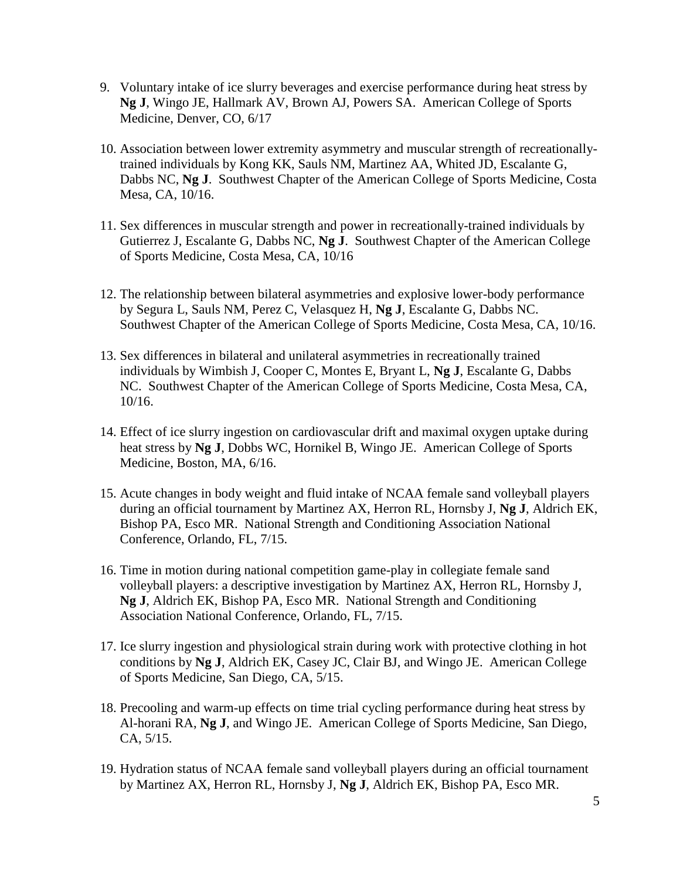9. Voluntary intake of ice slurry beverages and exercise performance during heat stress by **Ng J**, Wingo JE, Hallmark AV, Brown AJ, Powers SA. American College of Sports Medicine, Denver, CO, 6/17

10. Association between lower extremity asymmetry and muscular strength of recreationally-trained individuals by Kong KK, Sauls NM, Martinez AA, Whited JD, Escalante G, Dabbs NC, **Ng J**. Southwest Chapter of the American College of Sports Medicine, Costa Mesa, CA, 10/16.

11. Sex differences in muscular strength and power in recreationally-trained individuals by Gutierrez J, Escalante G, Dabbs NC, **Ng J**. Southwest Chapter of the American College of Sports Medicine, Costa Mesa, CA, 10/16

12. The relationship between bilateral asymmetries and explosive lower-body performance by Segura L, Sauls NM, Perez C, Velasquez H, **Ng J**, Escalante G, Dabbs NC. Southwest Chapter of the American College of Sports Medicine, Costa Mesa, CA, 10/16.

13. Sex differences in bilateral and unilateral asymmetries in recreationally trained individuals by Wimbish J, Cooper C, Montes E, Bryant L, **Ng J**, Escalante G, Dabbs NC. Southwest Chapter of the American College of Sports Medicine, Costa Mesa, CA, 10/16.

14. Effect of ice slurry ingestion on cardiovascular drift and maximal oxygen uptake during heat stress by **Ng J**, Dobbs WC, Hornikel B, Wingo JE. American College of Sports Medicine, Boston, MA, 6/16.

15. Acute changes in body weight and fluid intake of NCAA female sand volleyball players during an official tournament by Martinez AX, Herron RL, Hornsby J, **Ng J**, Aldrich EK, Bishop PA, Esco MR. National Strength and Conditioning Association National Conference, Orlando, FL, 7/15.

16. Time in motion during national competition game-play in collegiate female sand volleyball players: a descriptive investigation by Martinez AX, Herron RL, Hornsby J, **Ng J**, Aldrich EK, Bishop PA, Esco MR. National Strength and Conditioning Association National Conference, Orlando, FL, 7/15.

17. Ice slurry ingestion and physiological strain during work with protective clothing in hot conditions by **Ng J**, Aldrich EK, Casey JC, Clair BJ, and Wingo JE. American College of Sports Medicine, San Diego, CA, 5/15.

18. Precooling and warm-up effects on time trial cycling performance during heat stress by Al-horani RA, **Ng J**, and Wingo JE. American College of Sports Medicine, San Diego, CA, 5/15.

19. Hydration status of NCAA female sand volleyball players during an official tournament by Martinez AX, Herron RL, Hornsby J, **Ng J**, Aldrich EK, Bishop PA, Esco MR.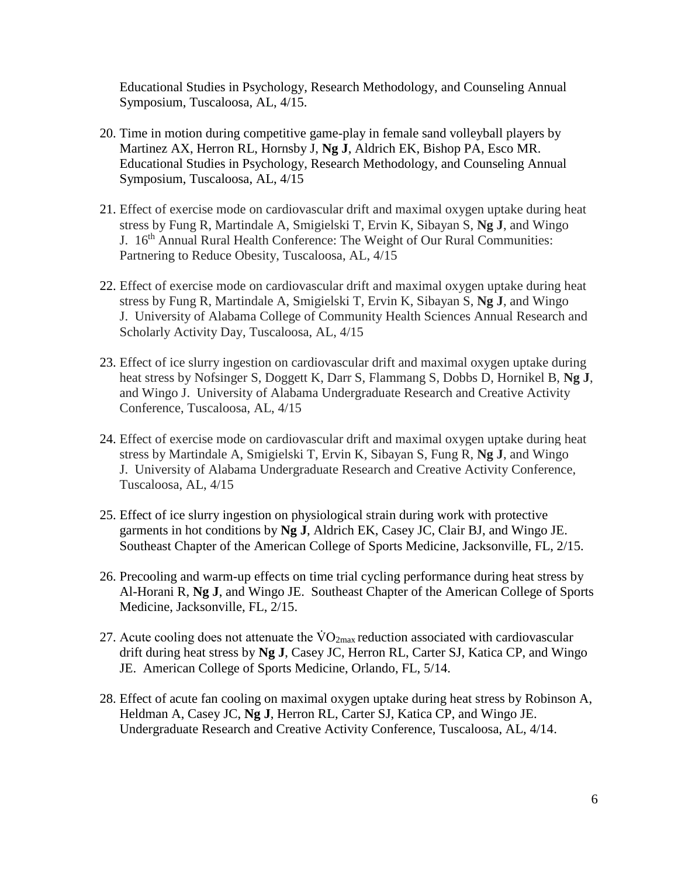Educational Studies in Psychology, Research Methodology, and Counseling Annual Symposium, Tuscaloosa, AL, 4/15.

20. Time in motion during competitive game-play in female sand volleyball players by Martinez AX, Herron RL, Hornsby J, **Ng J**, Aldrich EK, Bishop PA, Esco MR. Educational Studies in Psychology, Research Methodology, and Counseling Annual Symposium, Tuscaloosa, AL, 4/15

21. Effect of exercise mode on cardiovascular drift and maximal oxygen uptake during heat stress by Fung R, Martindale A, Smigielski T, Ervin K, Sibayan S, **Ng J**, and Wingo J. 16th Annual Rural Health Conference: The Weight of Our Rural Communities: Partnering to Reduce Obesity, Tuscaloosa, AL, 4/15

22. Effect of exercise mode on cardiovascular drift and maximal oxygen uptake during heat stress by Fung R, Martindale A, Smigielski T, Ervin K, Sibayan S, **Ng J**, and Wingo J. University of Alabama College of Community Health Sciences Annual Research and Scholarly Activity Day, Tuscaloosa, AL, 4/15

23. Effect of ice slurry ingestion on cardiovascular drift and maximal oxygen uptake during heat stress by Nofsinger S, Doggett K, Darr S, Flammang S, Dobbs D, Hornikel B, **Ng J**, and Wingo J. University of Alabama Undergraduate Research and Creative Activity Conference, Tuscaloosa, AL, 4/15

24. Effect of exercise mode on cardiovascular drift and maximal oxygen uptake during heat stress by Martindale A, Smigielski T, Ervin K, Sibayan S, Fung R, **Ng J**, and Wingo J. University of Alabama Undergraduate Research and Creative Activity Conference, Tuscaloosa, AL, 4/15

25. Effect of ice slurry ingestion on physiological strain during work with protective garments in hot conditions by **Ng J**, Aldrich EK, Casey JC, Clair BJ, and Wingo JE. Southeast Chapter of the American College of Sports Medicine, Jacksonville, FL, 2/15.

26. Precooling and warm-up effects on time trial cycling performance during heat stress by Al-Horani R, **Ng J**, and Wingo JE. Southeast Chapter of the American College of Sports Medicine, Jacksonville, FL, 2/15.

27. Acute cooling does not attenuate the $\dot{V}O_{2max}$ reduction associated with cardiovascular drift during heat stress by **Ng J**, Casey JC, Herron RL, Carter SJ, Katica CP, and Wingo JE. American College of Sports Medicine, Orlando, FL, 5/14.

28. Effect of acute fan cooling on maximal oxygen uptake during heat stress by Robinson A, Heldman A, Casey JC, **Ng J**, Herron RL, Carter SJ, Katica CP, and Wingo JE. Undergraduate Research and Creative Activity Conference, Tuscaloosa, AL, 4/14.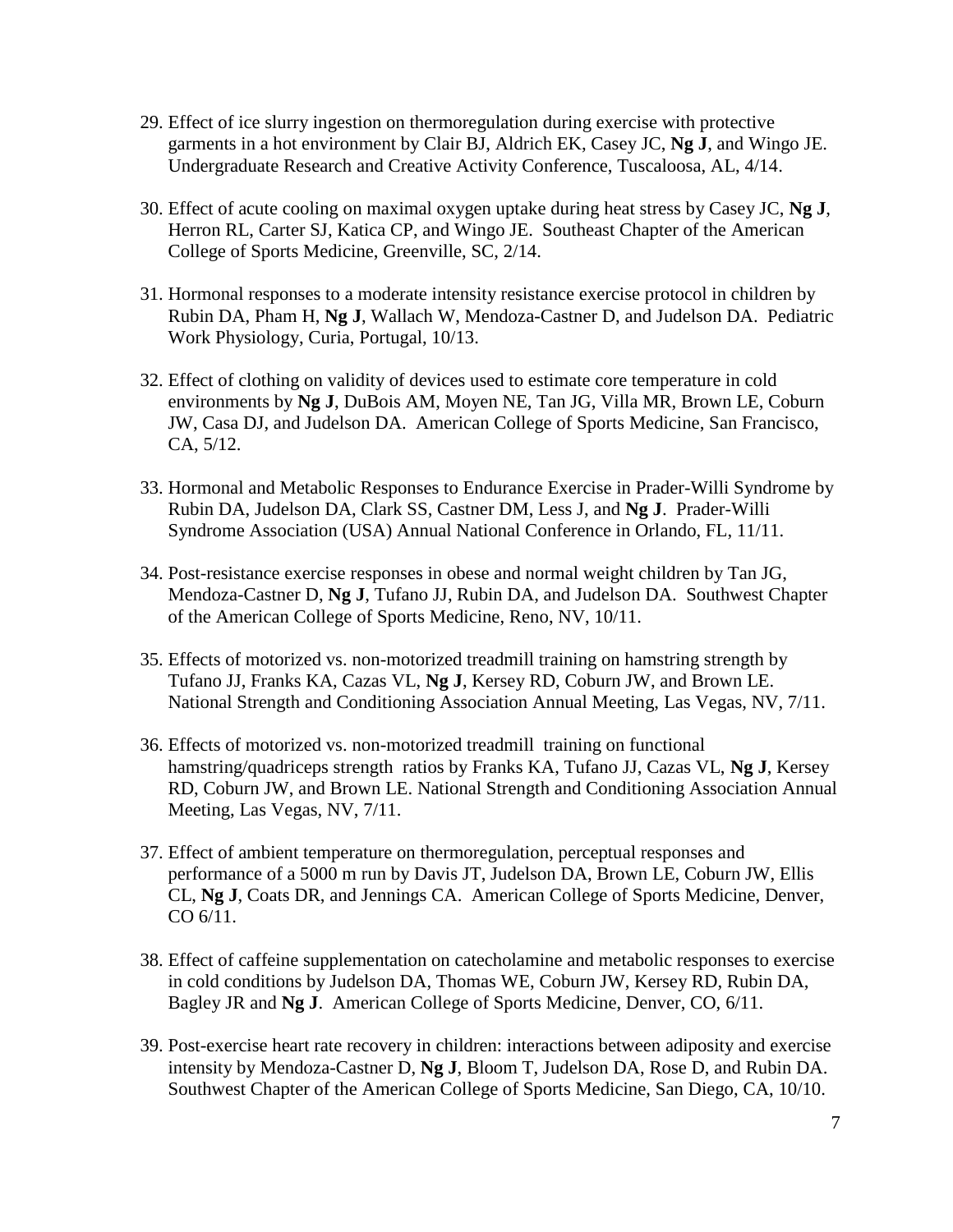29. Effect of ice slurry ingestion on thermoregulation during exercise with protective garments in a hot environment by Clair BJ, Aldrich EK, Casey JC, **Ng J**, and Wingo JE. Undergraduate Research and Creative Activity Conference, Tuscaloosa, AL, 4/14.

30. Effect of acute cooling on maximal oxygen uptake during heat stress by Casey JC, **Ng J**, Herron RL, Carter SJ, Katica CP, and Wingo JE. Southeast Chapter of the American College of Sports Medicine, Greenville, SC, 2/14.

31. Hormonal responses to a moderate intensity resistance exercise protocol in children by Rubin DA, Pham H, **Ng J**, Wallach W, Mendoza-Castner D, and Judelson DA. Pediatric Work Physiology, Curia, Portugal, 10/13.

32. Effect of clothing on validity of devices used to estimate core temperature in cold environments by **Ng J**, DuBois AM, Moyen NE, Tan JG, Villa MR, Brown LE, Coburn JW, Casa DJ, and Judelson DA. American College of Sports Medicine, San Francisco, CA, 5/12.

33. Hormonal and Metabolic Responses to Endurance Exercise in Prader-Willi Syndrome by Rubin DA, Judelson DA, Clark SS, Castner DM, Less J, and **Ng J**. Prader-Willi Syndrome Association (USA) Annual National Conference in Orlando, FL, 11/11.

34. Post-resistance exercise responses in obese and normal weight children by Tan JG, Mendoza-Castner D, **Ng J**, Tufano JJ, Rubin DA, and Judelson DA. Southwest Chapter of the American College of Sports Medicine, Reno, NV, 10/11.

35. Effects of motorized vs. non-motorized treadmill training on hamstring strength by Tufano JJ, Franks KA, Cazas VL, **Ng J**, Kersey RD, Coburn JW, and Brown LE. National Strength and Conditioning Association Annual Meeting, Las Vegas, NV, 7/11.

36. Effects of motorized vs. non-motorized treadmill training on functional hamstring/quadriceps strength ratios by Franks KA, Tufano JJ, Cazas VL, **Ng J**, Kersey RD, Coburn JW, and Brown LE. National Strength and Conditioning Association Annual Meeting, Las Vegas, NV, 7/11.

37. Effect of ambient temperature on thermoregulation, perceptual responses and performance of a 5000 m run by Davis JT, Judelson DA, Brown LE, Coburn JW, Ellis CL, **Ng J**, Coats DR, and Jennings CA. American College of Sports Medicine, Denver, CO 6/11.

38. Effect of caffeine supplementation on catecholamine and metabolic responses to exercise in cold conditions by Judelson DA, Thomas WE, Coburn JW, Kersey RD, Rubin DA, Bagley JR and **Ng J**. American College of Sports Medicine, Denver, CO, 6/11.

39. Post-exercise heart rate recovery in children: interactions between adiposity and exercise intensity by Mendoza-Castner D, **Ng J**, Bloom T, Judelson DA, Rose D, and Rubin DA. Southwest Chapter of the American College of Sports Medicine, San Diego, CA, 10/10.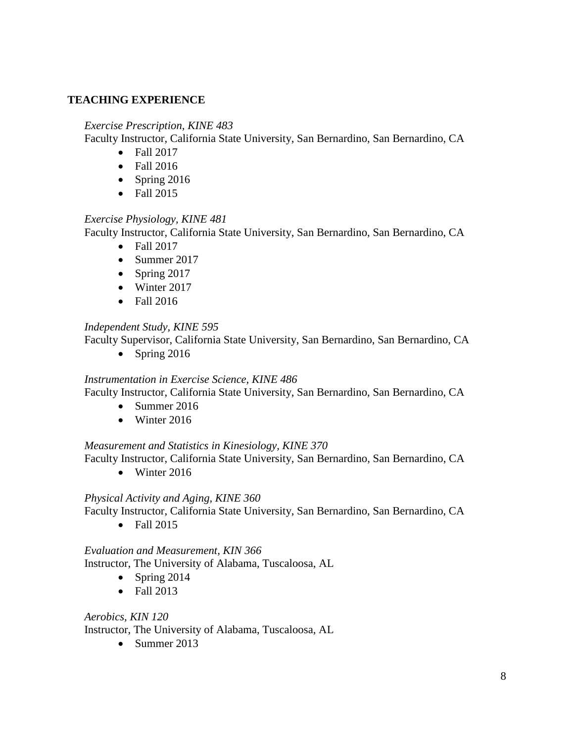## TEACHING EXPERIENCE

*Exercise Prescription, KINE 483*
Faculty Instructor, California State University, San Bernardino, San Bernardino, CA

- Fall 2017
- Fall 2016
- Spring 2016
- Fall 2015

*Exercise Physiology, KINE 481*
Faculty Instructor, California State University, San Bernardino, San Bernardino, CA

- Fall 2017
- Summer 2017
- Spring 2017
- Winter 2017
- Fall 2016

*Independent Study, KINE 595*
Faculty Supervisor, California State University, San Bernardino, San Bernardino, CA

- Spring 2016

*Instrumentation in Exercise Science, KINE 486*
Faculty Instructor, California State University, San Bernardino, San Bernardino, CA

- Summer 2016
- Winter 2016

*Measurement and Statistics in Kinesiology, KINE 370*
Faculty Instructor, California State University, San Bernardino, San Bernardino, CA

- Winter 2016

*Physical Activity and Aging, KINE 360*
Faculty Instructor, California State University, San Bernardino, San Bernardino, CA

- Fall 2015

*Evaluation and Measurement, KIN 366*
Instructor, The University of Alabama, Tuscaloosa, AL

- Spring 2014
- Fall 2013

*Aerobics, KIN 120*
Instructor, The University of Alabama, Tuscaloosa, AL

- Summer 2013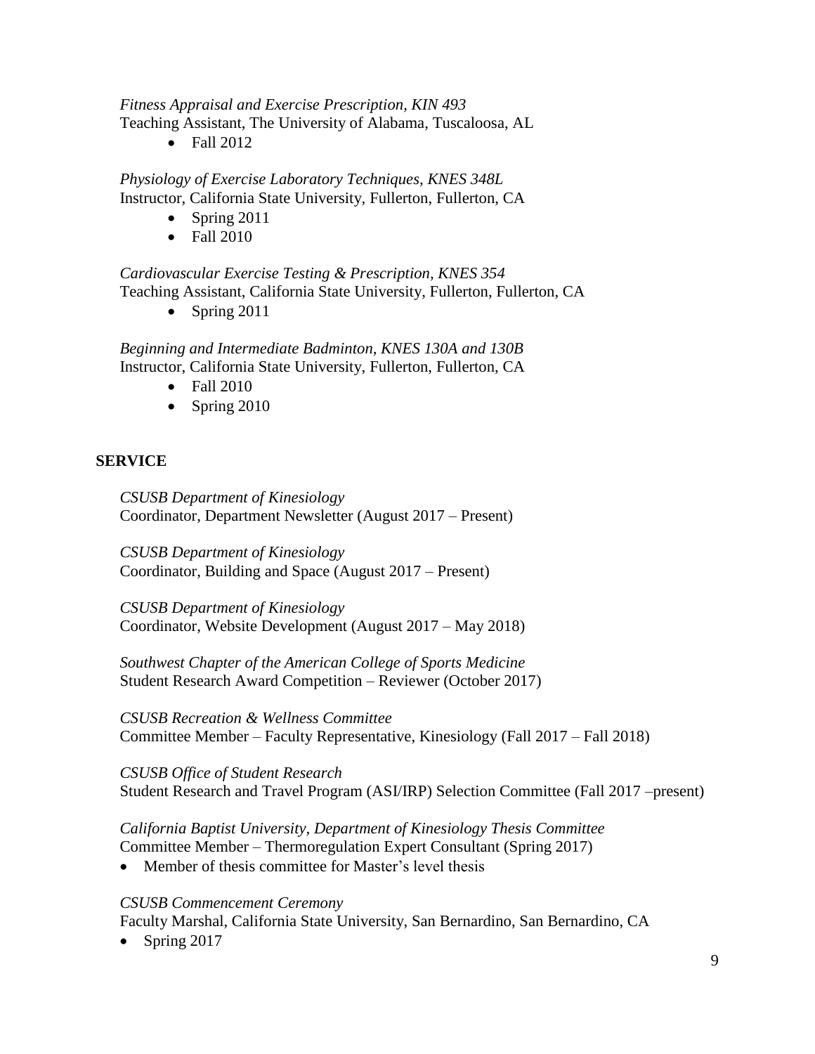*Fitness Appraisal and Exercise Prescription, KIN 493*
Teaching Assistant, The University of Alabama, Tuscaloosa, AL

- Fall 2012

*Physiology of Exercise Laboratory Techniques, KNES 348L*
Instructor, California State University, Fullerton, Fullerton, CA

- Spring 2011
- Fall 2010

*Cardiovascular Exercise Testing & Prescription, KNES 354*
Teaching Assistant, California State University, Fullerton, Fullerton, CA

- Spring 2011

*Beginning and Intermediate Badminton, KNES 130A and 130B*
Instructor, California State University, Fullerton, Fullerton, CA

- Fall 2010
- Spring 2010

## SERVICE

*CSUSB Department of Kinesiology*
Coordinator, Department Newsletter (August 2017 – Present)

*CSUSB Department of Kinesiology*
Coordinator, Building and Space (August 2017 – Present)

*CSUSB Department of Kinesiology*
Coordinator, Website Development (August 2017 – May 2018)

*Southwest Chapter of the American College of Sports Medicine*
Student Research Award Competition – Reviewer (October 2017)

*CSUSB Recreation & Wellness Committee*
Committee Member – Faculty Representative, Kinesiology (Fall 2017 – Fall 2018)

*CSUSB Office of Student Research*
Student Research and Travel Program (ASI/IRP) Selection Committee (Fall 2017 –present)

*California Baptist University, Department of Kinesiology Thesis Committee*
Committee Member – Thermoregulation Expert Consultant (Spring 2017)

- Member of thesis committee for Master's level thesis

*CSUSB Commencement Ceremony*
Faculty Marshal, California State University, San Bernardino, San Bernardino, CA

- Spring 2017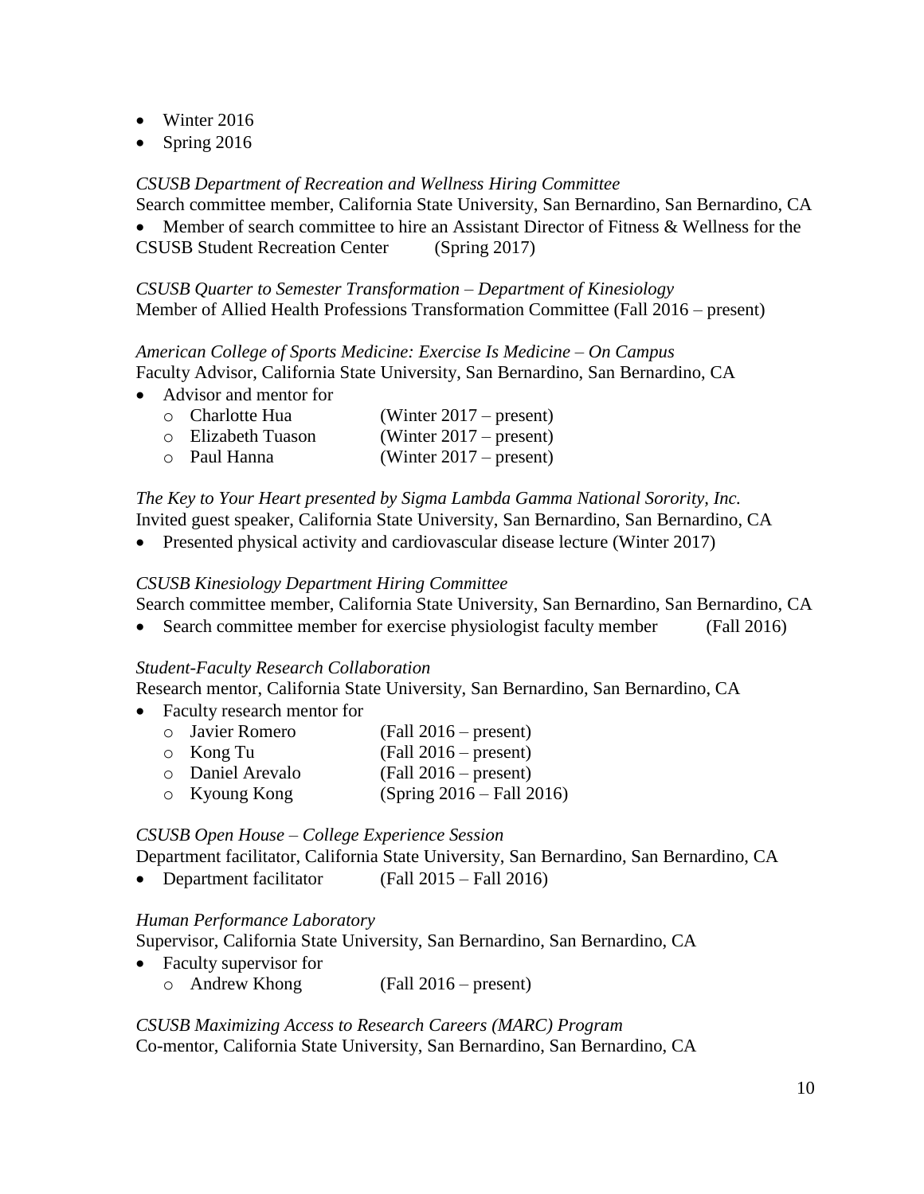- Winter 2016
- Spring 2016

*CSUSB Department of Recreation and Wellness Hiring Committee*
Search committee member, California State University, San Bernardino, San Bernardino, CA

- Member of search committee to hire an Assistant Director of Fitness & Wellness for the CSUSB Student Recreation Center (Spring 2017)

*CSUSB Quarter to Semester Transformation – Department of Kinesiology*
Member of Allied Health Professions Transformation Committee (Fall 2016 – present)

*American College of Sports Medicine: Exercise Is Medicine – On Campus*
Faculty Advisor, California State University, San Bernardino, San Bernardino, CA

- Advisor and mentor for
  - Charlotte Hua (Winter 2017 – present)
  - Elizabeth Tuason (Winter 2017 – present)
  - Paul Hanna (Winter 2017 – present)

*The Key to Your Heart presented by Sigma Lambda Gamma National Sorority, Inc.*
Invited guest speaker, California State University, San Bernardino, San Bernardino, CA

- Presented physical activity and cardiovascular disease lecture (Winter 2017)

*CSUSB Kinesiology Department Hiring Committee*
Search committee member, California State University, San Bernardino, San Bernardino, CA

- Search committee member for exercise physiologist faculty member (Fall 2016)

*Student-Faculty Research Collaboration*
Research mentor, California State University, San Bernardino, San Bernardino, CA

- Faculty research mentor for
  - Javier Romero (Fall 2016 – present)
  - Kong Tu (Fall 2016 – present)
  - Daniel Arevalo (Fall 2016 – present)
  - Kyoung Kong (Spring 2016 – Fall 2016)

*CSUSB Open House – College Experience Session*
Department facilitator, California State University, San Bernardino, San Bernardino, CA

- Department facilitator (Fall 2015 – Fall 2016)

*Human Performance Laboratory*
Supervisor, California State University, San Bernardino, San Bernardino, CA

- Faculty supervisor for
  - Andrew Khong (Fall 2016 – present)

*CSUSB Maximizing Access to Research Careers (MARC) Program*
Co-mentor, California State University, San Bernardino, San Bernardino, CA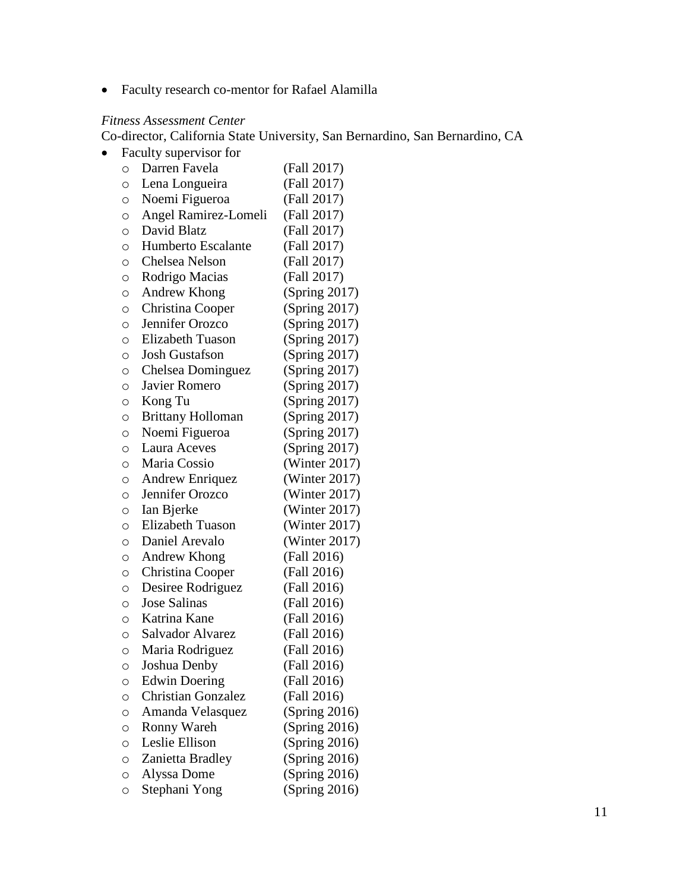- Faculty research co-mentor for Rafael Alamilla

*Fitness Assessment Center*
Co-director, California State University, San Bernardino, San Bernardino, CA

- Faculty supervisor for
    - Darren Favela (Fall 2017)
    - Lena Longueira (Fall 2017)
    - Noemi Figueroa (Fall 2017)
    - Angel Ramirez-Lomeli (Fall 2017)
    - David Blatz (Fall 2017)
    - Humberto Escalante (Fall 2017)
    - Chelsea Nelson (Fall 2017)
    - Rodrigo Macias (Fall 2017)
    - Andrew Khong (Spring 2017)
    - Christina Cooper (Spring 2017)
    - Jennifer Orozco (Spring 2017)
    - Elizabeth Tuason (Spring 2017)
    - Josh Gustafson (Spring 2017)
    - Chelsea Dominguez (Spring 2017)
    - Javier Romero (Spring 2017)
    - Kong Tu (Spring 2017)
    - Brittany Holloman (Spring 2017)
    - Noemi Figueroa (Spring 2017)
    - Laura Aceves (Spring 2017)
    - Maria Cossio (Winter 2017)
    - Andrew Enriquez (Winter 2017)
    - Jennifer Orozco (Winter 2017)
    - Ian Bjerke (Winter 2017)
    - Elizabeth Tuason (Winter 2017)
    - Daniel Arevalo (Winter 2017)
    - Andrew Khong (Fall 2016)
    - Christina Cooper (Fall 2016)
    - Desiree Rodriguez (Fall 2016)
    - Jose Salinas (Fall 2016)
    - Katrina Kane (Fall 2016)
    - Salvador Alvarez (Fall 2016)
    - Maria Rodriguez (Fall 2016)
    - Joshua Denby (Fall 2016)
    - Edwin Doering (Fall 2016)
    - Christian Gonzalez (Fall 2016)
    - Amanda Velasquez (Spring 2016)
    - Ronny Wareh (Spring 2016)
    - Leslie Ellison (Spring 2016)
    - Zanietta Bradley (Spring 2016)
    - Alyssa Dome (Spring 2016)
    - Stephani Yong (Spring 2016)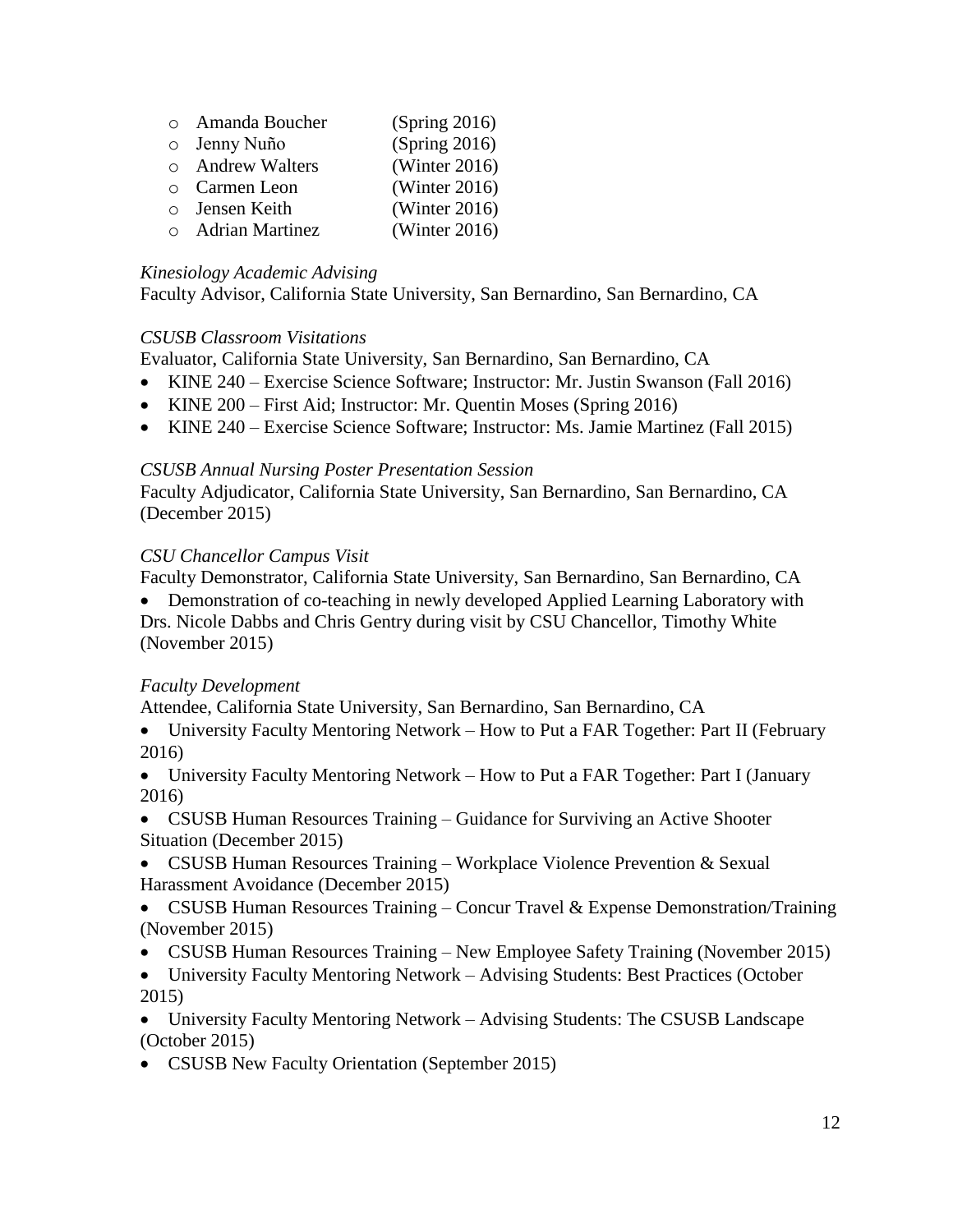- Amanda Boucher (Spring 2016)
- Jenny Nuño (Spring 2016)
- Andrew Walters (Winter 2016)
- Carmen Leon (Winter 2016)
- Jensen Keith (Winter 2016)
- Adrian Martinez (Winter 2016)

*Kinesiology Academic Advising*
Faculty Advisor, California State University, San Bernardino, San Bernardino, CA

*CSUSB Classroom Visitations*
Evaluator, California State University, San Bernardino, San Bernardino, CA

- KINE 240 – Exercise Science Software; Instructor: Mr. Justin Swanson (Fall 2016)
- KINE 200 – First Aid; Instructor: Mr. Quentin Moses (Spring 2016)
- KINE 240 – Exercise Science Software; Instructor: Ms. Jamie Martinez (Fall 2015)

*CSUSB Annual Nursing Poster Presentation Session*
Faculty Adjudicator, California State University, San Bernardino, San Bernardino, CA (December 2015)

*CSU Chancellor Campus Visit*
Faculty Demonstrator, California State University, San Bernardino, San Bernardino, CA

- Demonstration of co-teaching in newly developed Applied Learning Laboratory with Drs. Nicole Dabbs and Chris Gentry during visit by CSU Chancellor, Timothy White (November 2015)

*Faculty Development*
Attendee, California State University, San Bernardino, San Bernardino, CA

- University Faculty Mentoring Network – How to Put a FAR Together: Part II (February 2016)
- University Faculty Mentoring Network – How to Put a FAR Together: Part I (January 2016)
- CSUSB Human Resources Training – Guidance for Surviving an Active Shooter Situation (December 2015)
- CSUSB Human Resources Training – Workplace Violence Prevention & Sexual Harassment Avoidance (December 2015)
- CSUSB Human Resources Training – Concur Travel & Expense Demonstration/Training (November 2015)
- CSUSB Human Resources Training – New Employee Safety Training (November 2015)
- University Faculty Mentoring Network – Advising Students: Best Practices (October 2015)
- University Faculty Mentoring Network – Advising Students: The CSUSB Landscape (October 2015)
- CSUSB New Faculty Orientation (September 2015)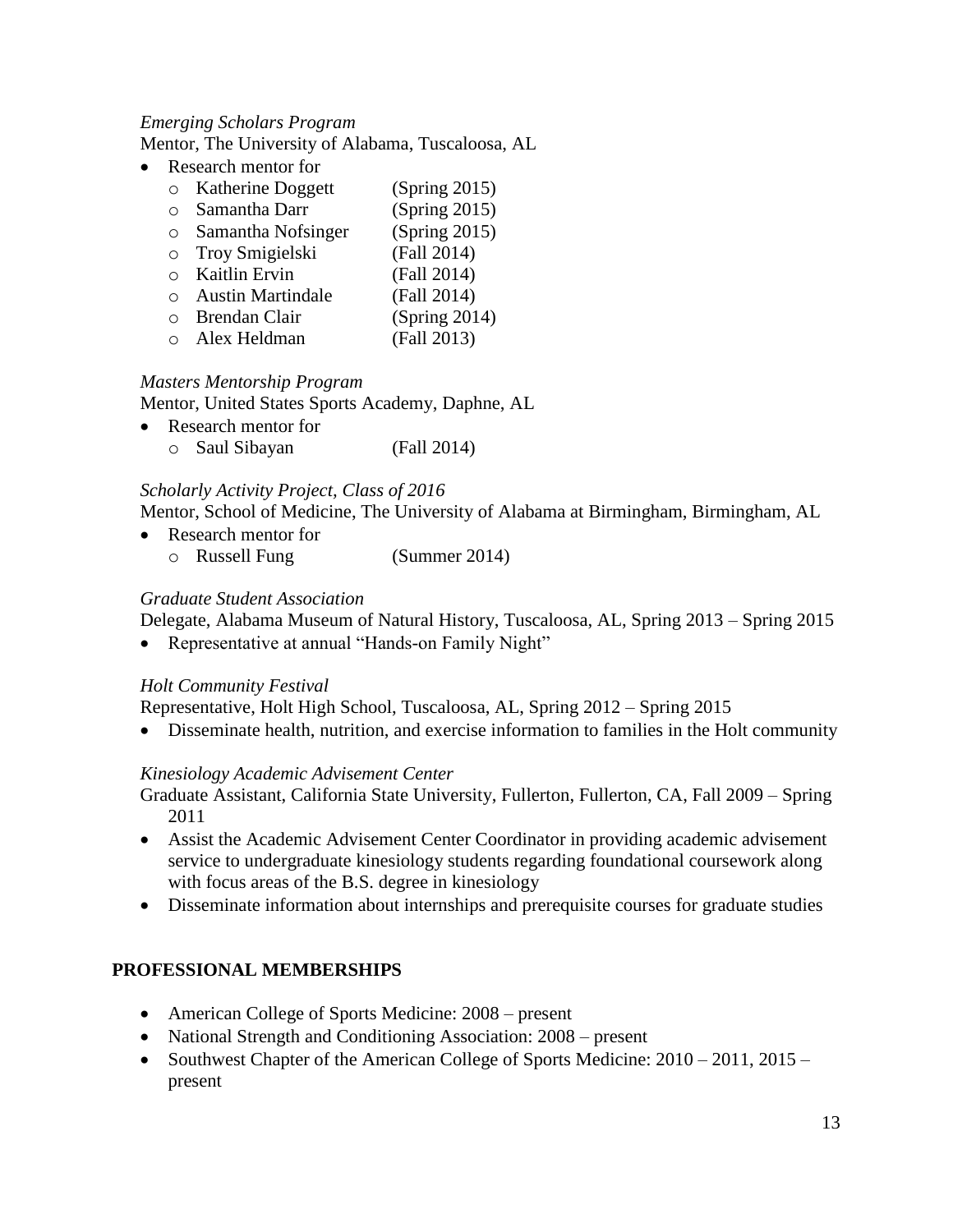*Emerging Scholars Program*

Mentor, The University of Alabama, Tuscaloosa, AL

- Research mentor for
  - Katherine Doggett (Spring 2015)
  - Samantha Darr (Spring 2015)
  - Samantha Nofsinger (Spring 2015)
  - Troy Smigielski (Fall 2014)
  - Kaitlin Ervin (Fall 2014)
  - Austin Martindale (Fall 2014)
  - Brendan Clair (Spring 2014)
  - Alex Heldman (Fall 2013)

*Masters Mentorship Program*

Mentor, United States Sports Academy, Daphne, AL

- Research mentor for
  - Saul Sibayan (Fall 2014)

*Scholarly Activity Project, Class of 2016*

Mentor, School of Medicine, The University of Alabama at Birmingham, Birmingham, AL

- Research mentor for
  - Russell Fung (Summer 2014)

*Graduate Student Association*

Delegate, Alabama Museum of Natural History, Tuscaloosa, AL, Spring 2013 – Spring 2015

- Representative at annual "Hands-on Family Night"

*Holt Community Festival*

Representative, Holt High School, Tuscaloosa, AL, Spring 2012 – Spring 2015

- Disseminate health, nutrition, and exercise information to families in the Holt community

*Kinesiology Academic Advisement Center*

Graduate Assistant, California State University, Fullerton, Fullerton, CA, Fall 2009 – Spring 2011

- Assist the Academic Advisement Center Coordinator in providing academic advisement service to undergraduate kinesiology students regarding foundational coursework along with focus areas of the B.S. degree in kinesiology
- Disseminate information about internships and prerequisite courses for graduate studies

## PROFESSIONAL MEMBERSHIPS

- American College of Sports Medicine: 2008 – present
- National Strength and Conditioning Association: 2008 – present
- Southwest Chapter of the American College of Sports Medicine: 2010 – 2011, 2015 – present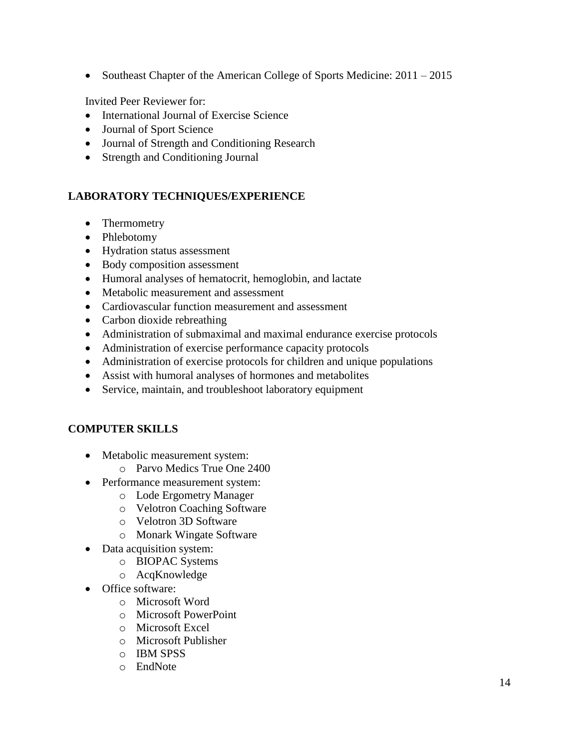- Southeast Chapter of the American College of Sports Medicine: 2011 – 2015

Invited Peer Reviewer for:

- International Journal of Exercise Science
- Journal of Sport Science
- Journal of Strength and Conditioning Research
- Strength and Conditioning Journal

## LABORATORY TECHNIQUES/EXPERIENCE

- Thermometry
- Phlebotomy
- Hydration status assessment
- Body composition assessment
- Humoral analyses of hematocrit, hemoglobin, and lactate
- Metabolic measurement and assessment
- Cardiovascular function measurement and assessment
- Carbon dioxide rebreathing
- Administration of submaximal and maximal endurance exercise protocols
- Administration of exercise performance capacity protocols
- Administration of exercise protocols for children and unique populations
- Assist with humoral analyses of hormones and metabolites
- Service, maintain, and troubleshoot laboratory equipment

## COMPUTER SKILLS

- Metabolic measurement system:
  - Parvo Medics True One 2400
- Performance measurement system:
  - Lode Ergometry Manager
  - Velotron Coaching Software
  - Velotron 3D Software
  - Monark Wingate Software
- Data acquisition system:
  - BIOPAC Systems
  - AcqKnowledge
- Office software:
  - Microsoft Word
  - Microsoft PowerPoint
  - Microsoft Excel
  - Microsoft Publisher
  - IBM SPSS
  - EndNote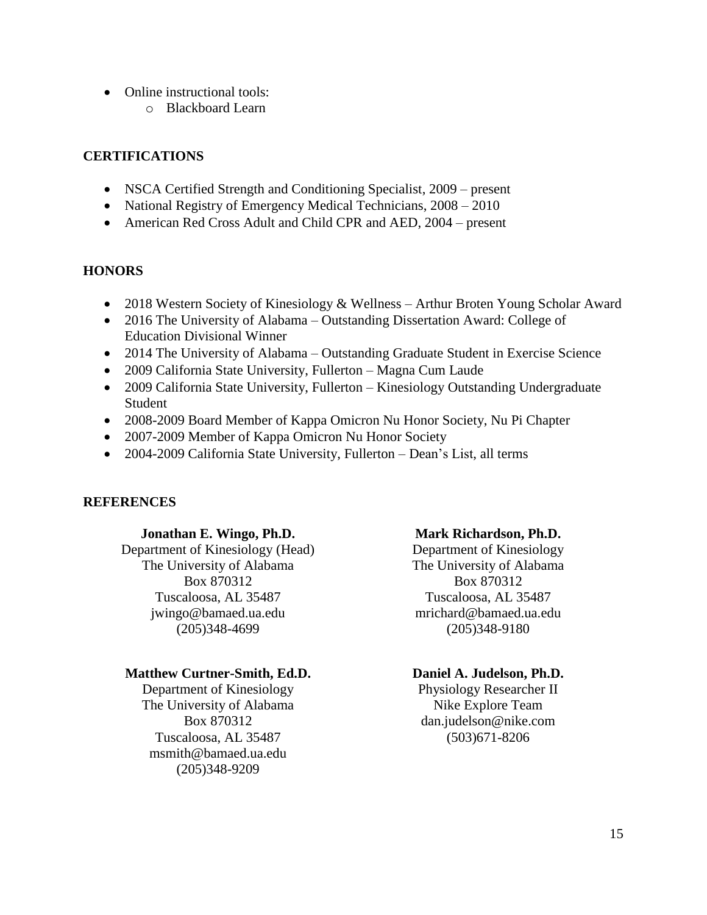- Online instructional tools:
  - Blackboard Learn

## CERTIFICATIONS

- NSCA Certified Strength and Conditioning Specialist, 2009 – present
- National Registry of Emergency Medical Technicians, 2008 – 2010
- American Red Cross Adult and Child CPR and AED, 2004 – present

## HONORS

- 2018 Western Society of Kinesiology & Wellness – Arthur Broten Young Scholar Award
- 2016 The University of Alabama – Outstanding Dissertation Award: College of Education Divisional Winner
- 2014 The University of Alabama – Outstanding Graduate Student in Exercise Science
- 2009 California State University, Fullerton – Magna Cum Laude
- 2009 California State University, Fullerton – Kinesiology Outstanding Undergraduate Student
- 2008-2009 Board Member of Kappa Omicron Nu Honor Society, Nu Pi Chapter
- 2007-2009 Member of Kappa Omicron Nu Honor Society
- 2004-2009 California State University, Fullerton – Dean's List, all terms

## REFERENCES

**Jonathan E. Wingo, Ph.D.**
Department of Kinesiology (Head)
The University of Alabama
Box 870312
Tuscaloosa, AL 35487
jwingo@bamaed.ua.edu
(205)348-4699

**Mark Richardson, Ph.D.**
Department of Kinesiology
The University of Alabama
Box 870312
Tuscaloosa, AL 35487
mrichard@bamaed.ua.edu
(205)348-9180

**Matthew Curtner-Smith, Ed.D.**
Department of Kinesiology
The University of Alabama
Box 870312
Tuscaloosa, AL 35487
msmith@bamaed.ua.edu
(205)348-9209

**Daniel A. Judelson, Ph.D.**
Physiology Researcher II
Nike Explore Team
dan.judelson@nike.com
(503)671-8206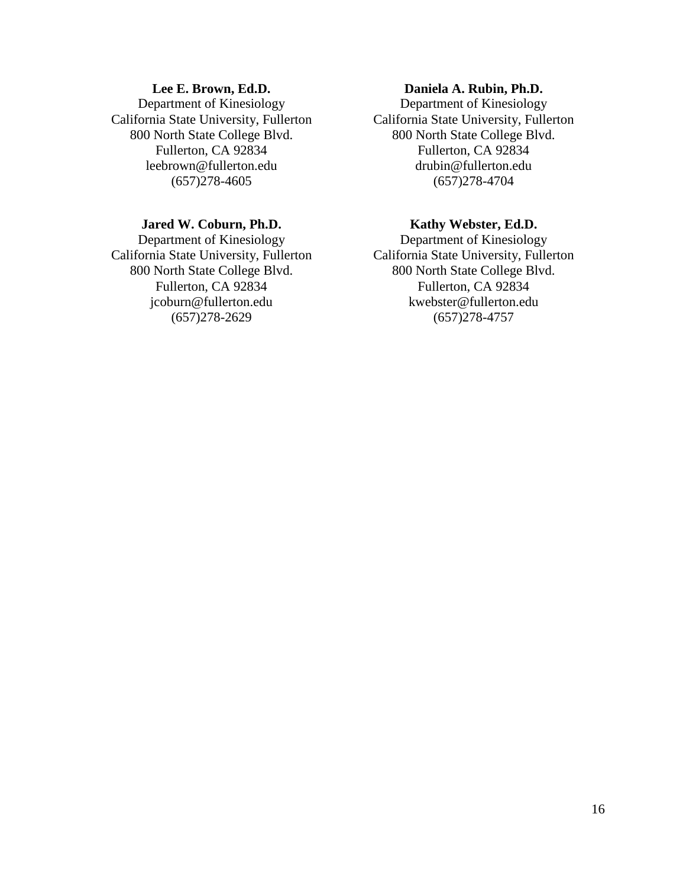**Lee E. Brown, Ed.D.**
Department of Kinesiology
California State University, Fullerton
800 North State College Blvd.
Fullerton, CA 92834
leebrown@fullerton.edu
(657)278-4605

**Daniela A. Rubin, Ph.D.**
Department of Kinesiology
California State University, Fullerton
800 North State College Blvd.
Fullerton, CA 92834
drubin@fullerton.edu
(657)278-4704

**Jared W. Coburn, Ph.D.**
Department of Kinesiology
California State University, Fullerton
800 North State College Blvd.
Fullerton, CA 92834
jcoburn@fullerton.edu
(657)278-2629

**Kathy Webster, Ed.D.**
Department of Kinesiology
California State University, Fullerton
800 North State College Blvd.
Fullerton, CA 92834
kwebster@fullerton.edu
(657)278-4757